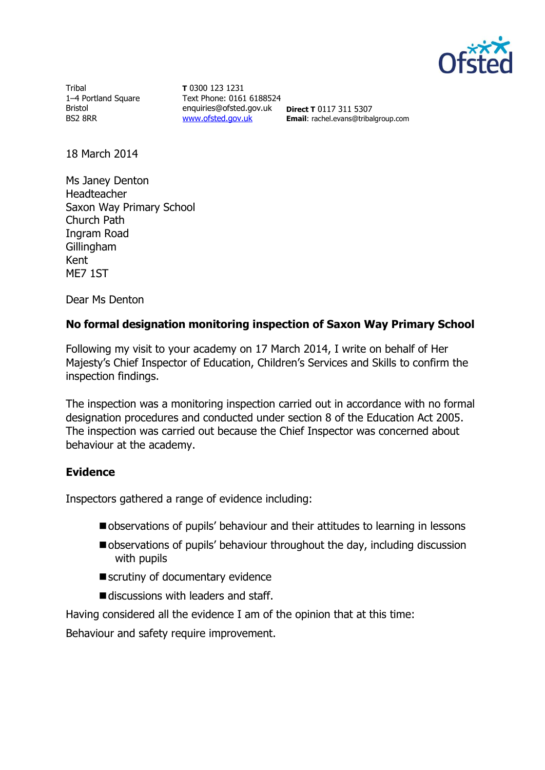Tribal
1–4 Portland Square
Bristol
BS2 8RR

**T** 0300 123 1231
Text Phone: 0161 6188524
enquiries@ofsted.gov.uk
www.ofsted.gov.uk

**Direct T** 0117 311 5307
**Email**: rachel.evans@tribalgroup.com

18 March 2014

Ms Janey Denton
Headteacher
Saxon Way Primary School
Church Path
Ingram Road
Gillingham
Kent
ME7 1ST

Dear Ms Denton

## No formal designation monitoring inspection of Saxon Way Primary School

Following my visit to your academy on 17 March 2014, I write on behalf of Her Majesty's Chief Inspector of Education, Children's Services and Skills to confirm the inspection findings.

The inspection was a monitoring inspection carried out in accordance with no formal designation procedures and conducted under section 8 of the Education Act 2005. The inspection was carried out because the Chief Inspector was concerned about behaviour at the academy.

### Evidence

Inspectors gathered a range of evidence including:

- observations of pupils' behaviour and their attitudes to learning in lessons
- observations of pupils' behaviour throughout the day, including discussion with pupils
- scrutiny of documentary evidence
- discussions with leaders and staff.

Having considered all the evidence I am of the opinion that at this time:

Behaviour and safety require improvement.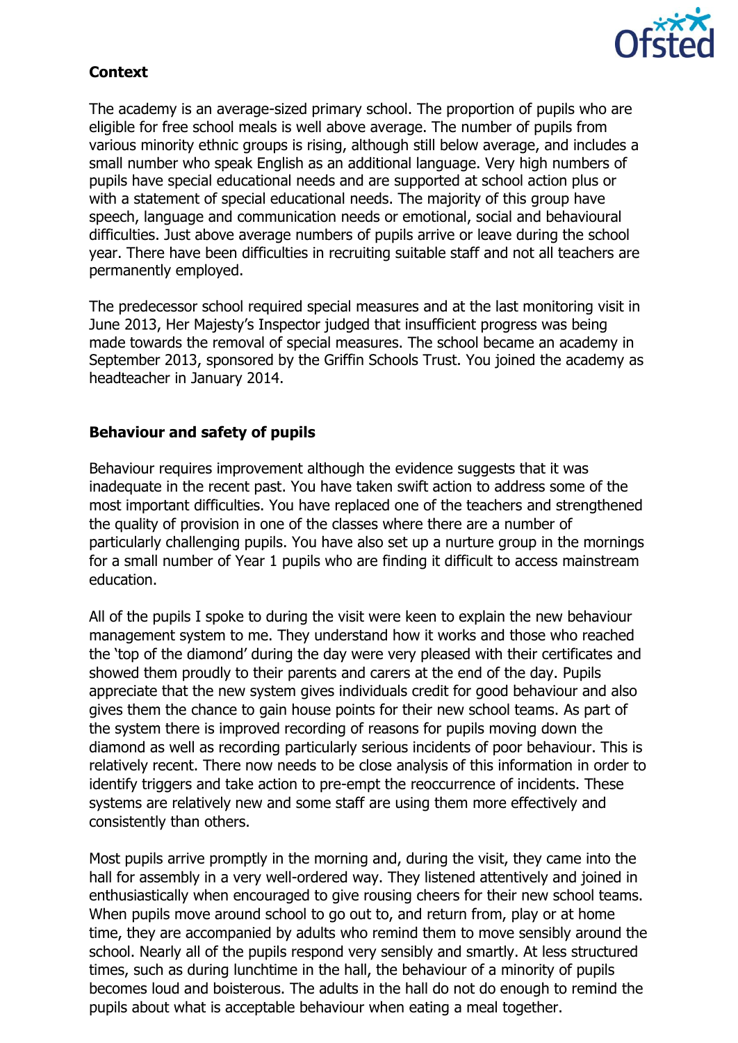**Context**

The academy is an average-sized primary school. The proportion of pupils who are eligible for free school meals is well above average. The number of pupils from various minority ethnic groups is rising, although still below average, and includes a small number who speak English as an additional language. Very high numbers of pupils have special educational needs and are supported at school action plus or with a statement of special educational needs. The majority of this group have speech, language and communication needs or emotional, social and behavioural difficulties. Just above average numbers of pupils arrive or leave during the school year. There have been difficulties in recruiting suitable staff and not all teachers are permanently employed.

The predecessor school required special measures and at the last monitoring visit in June 2013, Her Majesty's Inspector judged that insufficient progress was being made towards the removal of special measures. The school became an academy in September 2013, sponsored by the Griffin Schools Trust. You joined the academy as headteacher in January 2014.

**Behaviour and safety of pupils**

Behaviour requires improvement although the evidence suggests that it was inadequate in the recent past. You have taken swift action to address some of the most important difficulties. You have replaced one of the teachers and strengthened the quality of provision in one of the classes where there are a number of particularly challenging pupils. You have also set up a nurture group in the mornings for a small number of Year 1 pupils who are finding it difficult to access mainstream education.

All of the pupils I spoke to during the visit were keen to explain the new behaviour management system to me. They understand how it works and those who reached the 'top of the diamond' during the day were very pleased with their certificates and showed them proudly to their parents and carers at the end of the day. Pupils appreciate that the new system gives individuals credit for good behaviour and also gives them the chance to gain house points for their new school teams. As part of the system there is improved recording of reasons for pupils moving down the diamond as well as recording particularly serious incidents of poor behaviour. This is relatively recent. There now needs to be close analysis of this information in order to identify triggers and take action to pre-empt the reoccurrence of incidents. These systems are relatively new and some staff are using them more effectively and consistently than others.

Most pupils arrive promptly in the morning and, during the visit, they came into the hall for assembly in a very well-ordered way. They listened attentively and joined in enthusiastically when encouraged to give rousing cheers for their new school teams. When pupils move around school to go out to, and return from, play or at home time, they are accompanied by adults who remind them to move sensibly around the school. Nearly all of the pupils respond very sensibly and smartly. At less structured times, such as during lunchtime in the hall, the behaviour of a minority of pupils becomes loud and boisterous. The adults in the hall do not do enough to remind the pupils about what is acceptable behaviour when eating a meal together.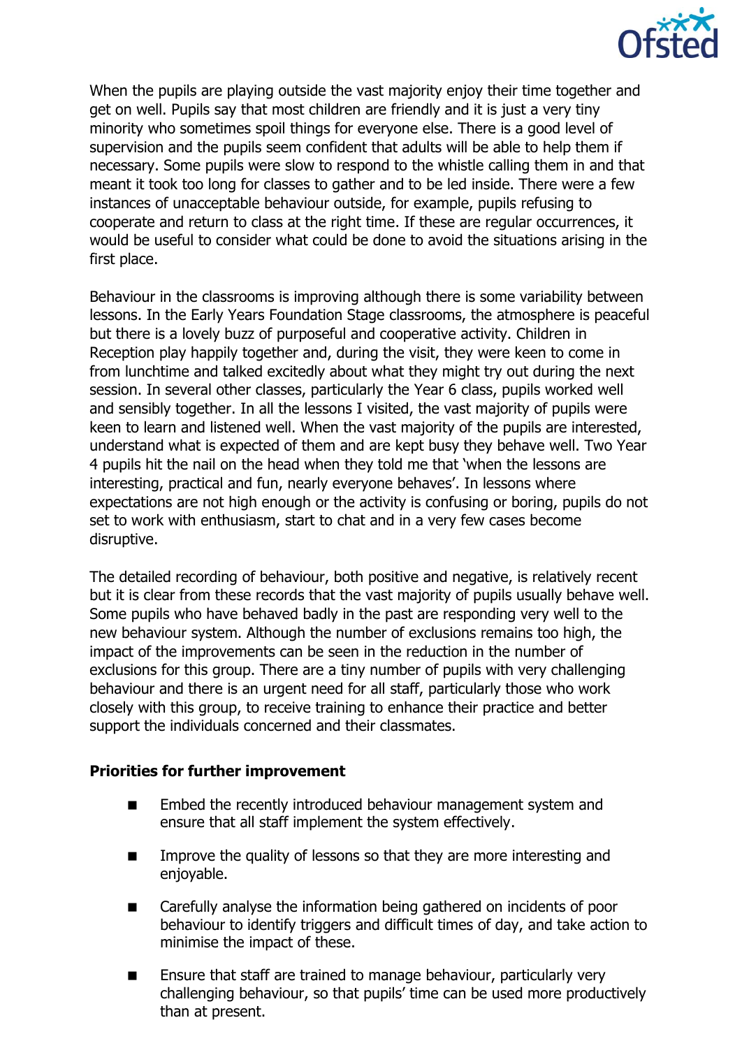When the pupils are playing outside the vast majority enjoy their time together and get on well. Pupils say that most children are friendly and it is just a very tiny minority who sometimes spoil things for everyone else. There is a good level of supervision and the pupils seem confident that adults will be able to help them if necessary. Some pupils were slow to respond to the whistle calling them in and that meant it took too long for classes to gather and to be led inside. There were a few instances of unacceptable behaviour outside, for example, pupils refusing to cooperate and return to class at the right time. If these are regular occurrences, it would be useful to consider what could be done to avoid the situations arising in the first place.

Behaviour in the classrooms is improving although there is some variability between lessons. In the Early Years Foundation Stage classrooms, the atmosphere is peaceful but there is a lovely buzz of purposeful and cooperative activity. Children in Reception play happily together and, during the visit, they were keen to come in from lunchtime and talked excitedly about what they might try out during the next session. In several other classes, particularly the Year 6 class, pupils worked well and sensibly together. In all the lessons I visited, the vast majority of pupils were keen to learn and listened well. When the vast majority of the pupils are interested, understand what is expected of them and are kept busy they behave well. Two Year 4 pupils hit the nail on the head when they told me that 'when the lessons are interesting, practical and fun, nearly everyone behaves'. In lessons where expectations are not high enough or the activity is confusing or boring, pupils do not set to work with enthusiasm, start to chat and in a very few cases become disruptive.

The detailed recording of behaviour, both positive and negative, is relatively recent but it is clear from these records that the vast majority of pupils usually behave well. Some pupils who have behaved badly in the past are responding very well to the new behaviour system. Although the number of exclusions remains too high, the impact of the improvements can be seen in the reduction in the number of exclusions for this group. There are a tiny number of pupils with very challenging behaviour and there is an urgent need for all staff, particularly those who work closely with this group, to receive training to enhance their practice and better support the individuals concerned and their classmates.

**Priorities for further improvement**

- Embed the recently introduced behaviour management system and ensure that all staff implement the system effectively.
- Improve the quality of lessons so that they are more interesting and enjoyable.
- Carefully analyse the information being gathered on incidents of poor behaviour to identify triggers and difficult times of day, and take action to minimise the impact of these.
- Ensure that staff are trained to manage behaviour, particularly very challenging behaviour, so that pupils' time can be used more productively than at present.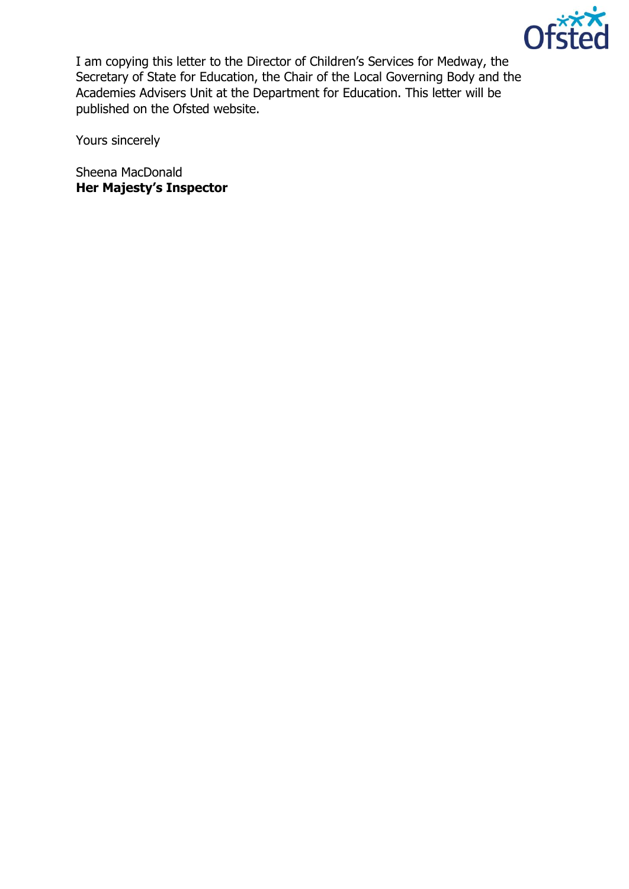I am copying this letter to the Director of Children's Services for Medway, the Secretary of State for Education, the Chair of the Local Governing Body and the Academies Advisers Unit at the Department for Education. This letter will be published on the Ofsted website.

Yours sincerely

Sheena MacDonald
**Her Majesty's Inspector**